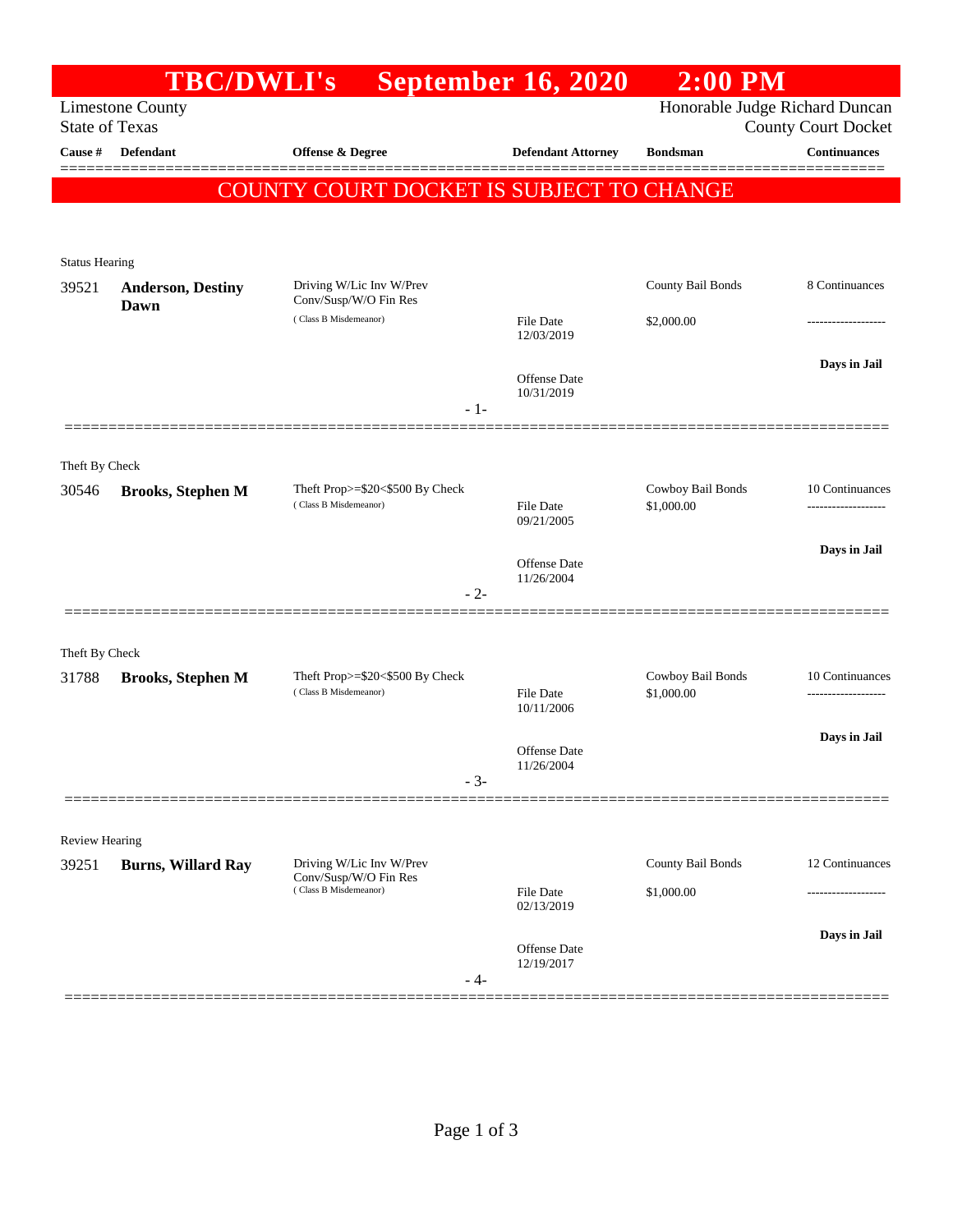# TBC/DWLI's September 16, 2020 2:00 PM

Limestone County
State of Texas

Honorable Judge Richard Duncan
County Court Docket

| Cause # | Defendant | Offense & Degree | Defendant Attorney | Bondsman | Continuances |
|---|---|---|---|---|---|

COUNTY COURT DOCKET IS SUBJECT TO CHANGE

Status Hearing

| Cause # | Defendant | Offense & Degree | Defendant Attorney | Bondsman | Continuances |
|---|---|---|---|---|---|
| 39521 | **Anderson, Destiny Dawn** | Driving W/Lic Inv W/Prev Conv/Susp/W/O Fin Res (Class B Misdemeanor) | File Date 12/03/2019<br>Offense Date 10/31/2019 | County Bail Bonds<br>$2,000.00 | 8 Continuances<br>-------------------<br>**Days in Jail** |

- 1-

Theft By Check

| Cause # | Defendant | Offense & Degree | Defendant Attorney | Bondsman | Continuances |
|---|---|---|---|---|---|
| 30546 | **Brooks, Stephen M** | Theft Prop>=$20<$500 By Check (Class B Misdemeanor) | File Date 09/21/2005<br>Offense Date 11/26/2004 | Cowboy Bail Bonds<br>$1,000.00 | 10 Continuances<br>-------------------<br>**Days in Jail** |

- 2-

Theft By Check

| Cause # | Defendant | Offense & Degree | Defendant Attorney | Bondsman | Continuances |
|---|---|---|---|---|---|
| 31788 | **Brooks, Stephen M** | Theft Prop>=$20<$500 By Check (Class B Misdemeanor) | File Date 10/11/2006<br>Offense Date 11/26/2004 | Cowboy Bail Bonds<br>$1,000.00 | 10 Continuances<br>-------------------<br>**Days in Jail** |

- 3-

Review Hearing

| Cause # | Defendant | Offense & Degree | Defendant Attorney | Bondsman | Continuances |
|---|---|---|---|---|---|
| 39251 | **Burns, Willard Ray** | Driving W/Lic Inv W/Prev Conv/Susp/W/O Fin Res (Class B Misdemeanor) | File Date 02/13/2019<br>Offense Date 12/19/2017 | County Bail Bonds<br>$1,000.00 | 12 Continuances<br>-------------------<br>**Days in Jail** |

- 4-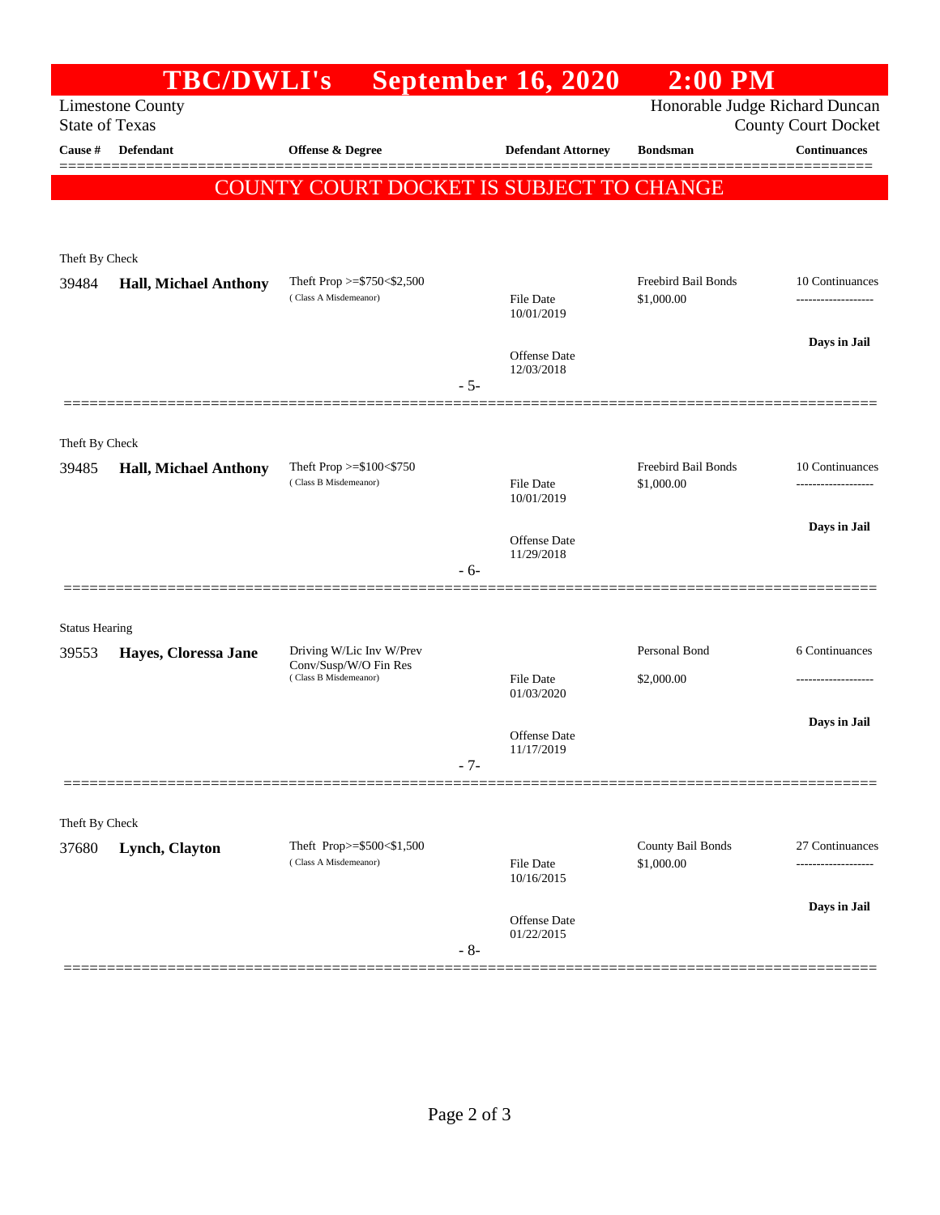# TBC/DWLI's September 16, 2020 2:00 PM

Limestone County
State of Texas

Honorable Judge Richard Duncan
County Court Docket

**COUNTY COURT DOCKET IS SUBJECT TO CHANGE**

| Cause # | Defendant | Offense & Degree | Defendant Attorney | Bondsman | Continuances |
|---|---|---|---|---|---|
| *Theft By Check* | | | | | |
| 39484 | **Hall, Michael Anthony** | Theft Prop >=$750<$2,500 (Class A Misdemeanor) | File Date 10/01/2019<br>Offense Date 12/03/2018 | Freebird Bail Bonds $1,000.00 | 10 Continuances<br>**Days in Jail** |
| | | | - 5- | | |
| *Theft By Check* | | | | | |
| 39485 | **Hall, Michael Anthony** | Theft Prop >=$100<$750 (Class B Misdemeanor) | File Date 10/01/2019<br>Offense Date 11/29/2018 | Freebird Bail Bonds $1,000.00 | 10 Continuances<br>**Days in Jail** |
| | | | - 6- | | |
| *Status Hearing* | | | | | |
| 39553 | **Hayes, Cloressa Jane** | Driving W/Lic Inv W/Prev Conv/Susp/W/O Fin Res (Class B Misdemeanor) | File Date 01/03/2020<br>Offense Date 11/17/2019 | Personal Bond $2,000.00 | 6 Continuances<br>**Days in Jail** |
| | | | - 7- | | |
| *Theft By Check* | | | | | |
| 37680 | **Lynch, Clayton** | Theft Prop>=$500<$1,500 (Class A Misdemeanor) | File Date 10/16/2015<br>Offense Date 01/22/2015 | County Bail Bonds $1,000.00 | 27 Continuances<br>**Days in Jail** |
| | | | - 8- | | |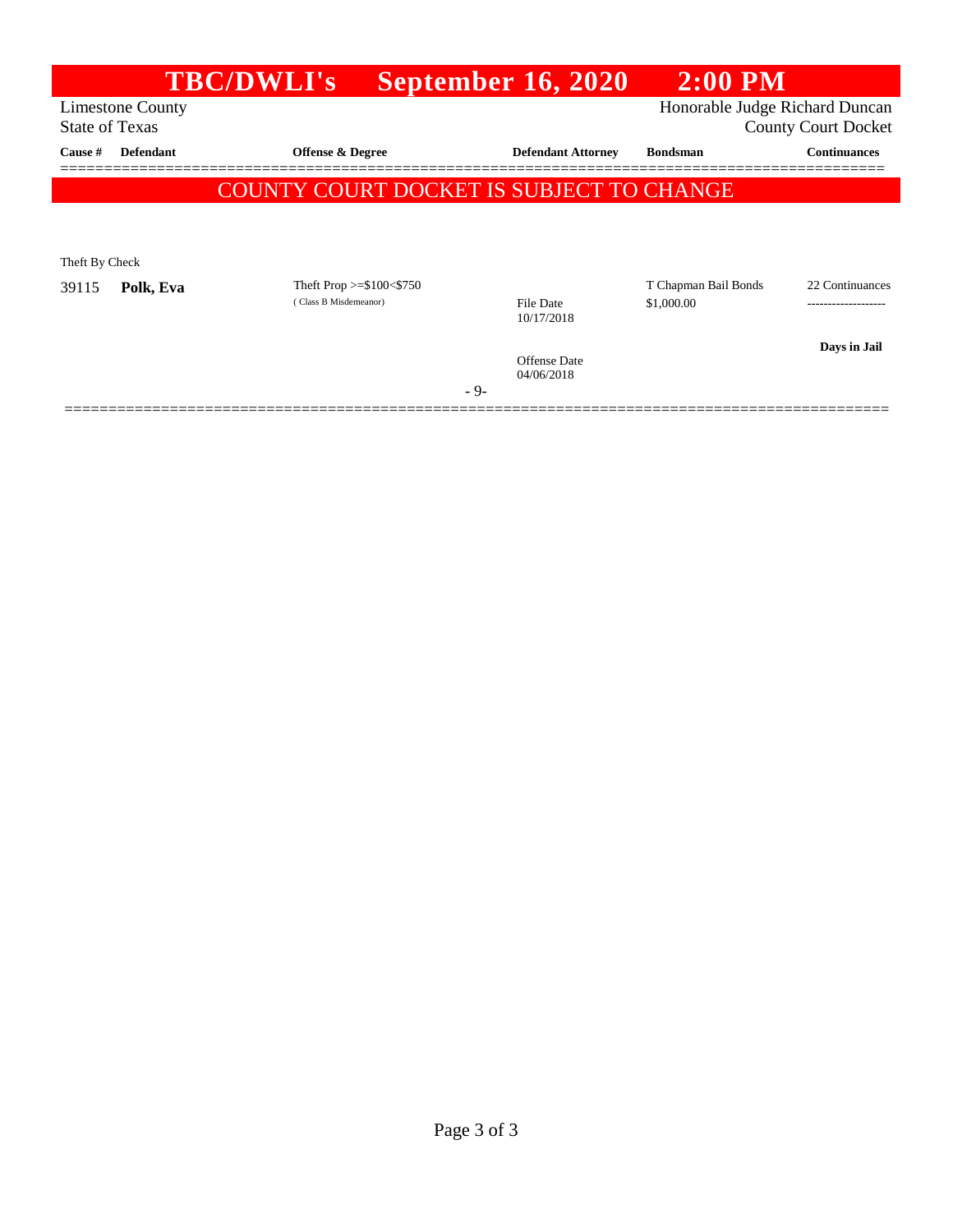# TBC/DWLI's September 16, 2020 2:00 PM

Limestone County
State of Texas

Honorable Judge Richard Duncan
County Court Docket

| Cause # | Defendant | Offense & Degree | Defendant Attorney | Bondsman | Continuances |
|---|---|---|---|---|---|

## COUNTY COURT DOCKET IS SUBJECT TO CHANGE

Theft By Check

| Cause # | Defendant | Offense & Degree | Defendant Attorney | Bondsman | Continuances |
|---|---|---|---|---|---|
| 39115 | **Polk, Eva** | Theft Prop >=$100<$750<br>( Class B Misdemeanor) | File Date<br>10/17/2018<br><br>Offense Date<br>04/06/2018 | T Chapman Bail Bonds<br>$1,000.00 | 22 Continuances<br>-------------------<br>**Days in Jail** |

- 9-